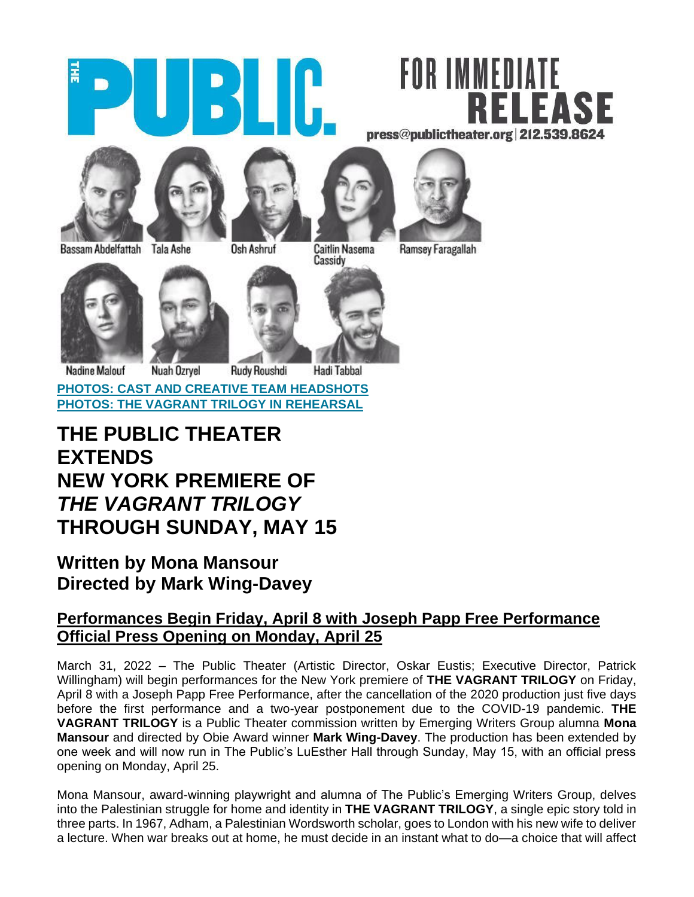THE PUBLIC.

FOR IMMEDIATE RELEASE

press@publictheater.org | 212.539.8624

Bassam Abdelfattah   Tala Ashe   Osh Ashruf   Caitlin Nasema Cassidy   Ramsey Faragallah

Nadine Malouf   Nuah Ozryel   Rudy Roushdi   Hadi Tabbal

**PHOTOS: CAST AND CREATIVE TEAM HEADSHOTS**
**PHOTOS: THE VAGRANT TRILOGY IN REHEARSAL**

# THE PUBLIC THEATER EXTENDS NEW YORK PREMIERE OF *THE VAGRANT TRILOGY* THROUGH SUNDAY, MAY 15

## Written by Mona Mansour
## Directed by Mark Wing-Davey

### Performances Begin Friday, April 8 with Joseph Papp Free Performance
### Official Press Opening on Monday, April 25

March 31, 2022 – The Public Theater (Artistic Director, Oskar Eustis; Executive Director, Patrick Willingham) will begin performances for the New York premiere of **THE VAGRANT TRILOGY** on Friday, April 8 with a Joseph Papp Free Performance, after the cancellation of the 2020 production just five days before the first performance and a two-year postponement due to the COVID-19 pandemic. **THE VAGRANT TRILOGY** is a Public Theater commission written by Emerging Writers Group alumna **Mona Mansour** and directed by Obie Award winner **Mark Wing-Davey**. The production has been extended by one week and will now run in The Public's LuEsther Hall through Sunday, May 15, with an official press opening on Monday, April 25.

Mona Mansour, award-winning playwright and alumna of The Public's Emerging Writers Group, delves into the Palestinian struggle for home and identity in **THE VAGRANT TRILOGY**, a single epic story told in three parts. In 1967, Adham, a Palestinian Wordsworth scholar, goes to London with his new wife to deliver a lecture. When war breaks out at home, he must decide in an instant what to do—a choice that will affect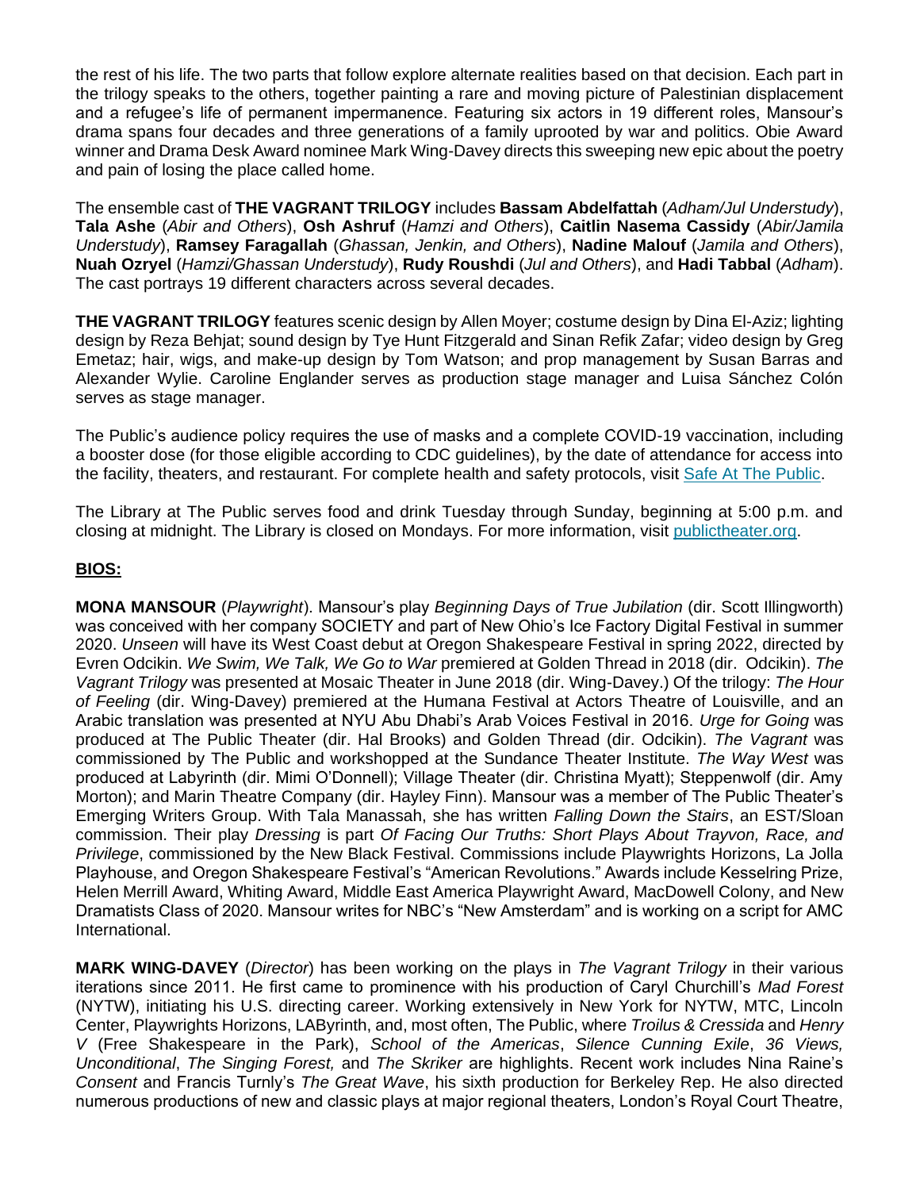the rest of his life. The two parts that follow explore alternate realities based on that decision. Each part in the trilogy speaks to the others, together painting a rare and moving picture of Palestinian displacement and a refugee's life of permanent impermanence. Featuring six actors in 19 different roles, Mansour's drama spans four decades and three generations of a family uprooted by war and politics. Obie Award winner and Drama Desk Award nominee Mark Wing-Davey directs this sweeping new epic about the poetry and pain of losing the place called home.

The ensemble cast of **THE VAGRANT TRILOGY** includes **Bassam Abdelfattah** (*Adham/Jul Understudy*), **Tala Ashe** (*Abir and Others*), **Osh Ashruf** (*Hamzi and Others*), **Caitlin Nasema Cassidy** (*Abir/Jamila Understudy*), **Ramsey Faragallah** (*Ghassan, Jenkin, and Others*), **Nadine Malouf** (*Jamila and Others*), **Nuah Ozryel** (*Hamzi/Ghassan Understudy*), **Rudy Roushdi** (*Jul and Others*), and **Hadi Tabbal** (*Adham*). The cast portrays 19 different characters across several decades.

**THE VAGRANT TRILOGY** features scenic design by Allen Moyer; costume design by Dina El-Aziz; lighting design by Reza Behjat; sound design by Tye Hunt Fitzgerald and Sinan Refik Zafar; video design by Greg Emetaz; hair, wigs, and make-up design by Tom Watson; and prop management by Susan Barras and Alexander Wylie. Caroline Englander serves as production stage manager and Luisa Sánchez Colón serves as stage manager.

The Public's audience policy requires the use of masks and a complete COVID-19 vaccination, including a booster dose (for those eligible according to CDC guidelines), by the date of attendance for access into the facility, theaters, and restaurant. For complete health and safety protocols, visit Safe At The Public.

The Library at The Public serves food and drink Tuesday through Sunday, beginning at 5:00 p.m. and closing at midnight. The Library is closed on Mondays. For more information, visit publictheater.org.

**BIOS:**

**MONA MANSOUR** (*Playwright*). Mansour's play *Beginning Days of True Jubilation* (dir. Scott Illingworth) was conceived with her company SOCIETY and part of New Ohio's Ice Factory Digital Festival in summer 2020. *Unseen* will have its West Coast debut at Oregon Shakespeare Festival in spring 2022, directed by Evren Odcikin. *We Swim, We Talk, We Go to War* premiered at Golden Thread in 2018 (dir. Odcikin). *The Vagrant Trilogy* was presented at Mosaic Theater in June 2018 (dir. Wing-Davey.) Of the trilogy: *The Hour of Feeling* (dir. Wing-Davey) premiered at the Humana Festival at Actors Theatre of Louisville, and an Arabic translation was presented at NYU Abu Dhabi's Arab Voices Festival in 2016. *Urge for Going* was produced at The Public Theater (dir. Hal Brooks) and Golden Thread (dir. Odcikin). *The Vagrant* was commissioned by The Public and workshopped at the Sundance Theater Institute. *The Way West* was produced at Labyrinth (dir. Mimi O'Donnell); Village Theater (dir. Christina Myatt); Steppenwolf (dir. Amy Morton); and Marin Theatre Company (dir. Hayley Finn). Mansour was a member of The Public Theater's Emerging Writers Group. With Tala Manassah, she has written *Falling Down the Stairs*, an EST/Sloan commission. Their play *Dressing* is part *Of Facing Our Truths: Short Plays About Trayvon, Race, and Privilege*, commissioned by the New Black Festival. Commissions include Playwrights Horizons, La Jolla Playhouse, and Oregon Shakespeare Festival's "American Revolutions." Awards include Kesselring Prize, Helen Merrill Award, Whiting Award, Middle East America Playwright Award, MacDowell Colony, and New Dramatists Class of 2020. Mansour writes for NBC's "New Amsterdam" and is working on a script for AMC International.

**MARK WING-DAVEY** (*Director*) has been working on the plays in *The Vagrant Trilogy* in their various iterations since 2011. He first came to prominence with his production of Caryl Churchill's *Mad Forest* (NYTW), initiating his U.S. directing career. Working extensively in New York for NYTW, MTC, Lincoln Center, Playwrights Horizons, LAByrinth, and, most often, The Public, where *Troilus & Cressida* and *Henry V* (Free Shakespeare in the Park), *School of the Americas*, *Silence Cunning Exile*, *36 Views, Unconditional*, *The Singing Forest,* and *The Skriker* are highlights. Recent work includes Nina Raine's *Consent* and Francis Turnly's *The Great Wave*, his sixth production for Berkeley Rep. He also directed numerous productions of new and classic plays at major regional theaters, London's Royal Court Theatre,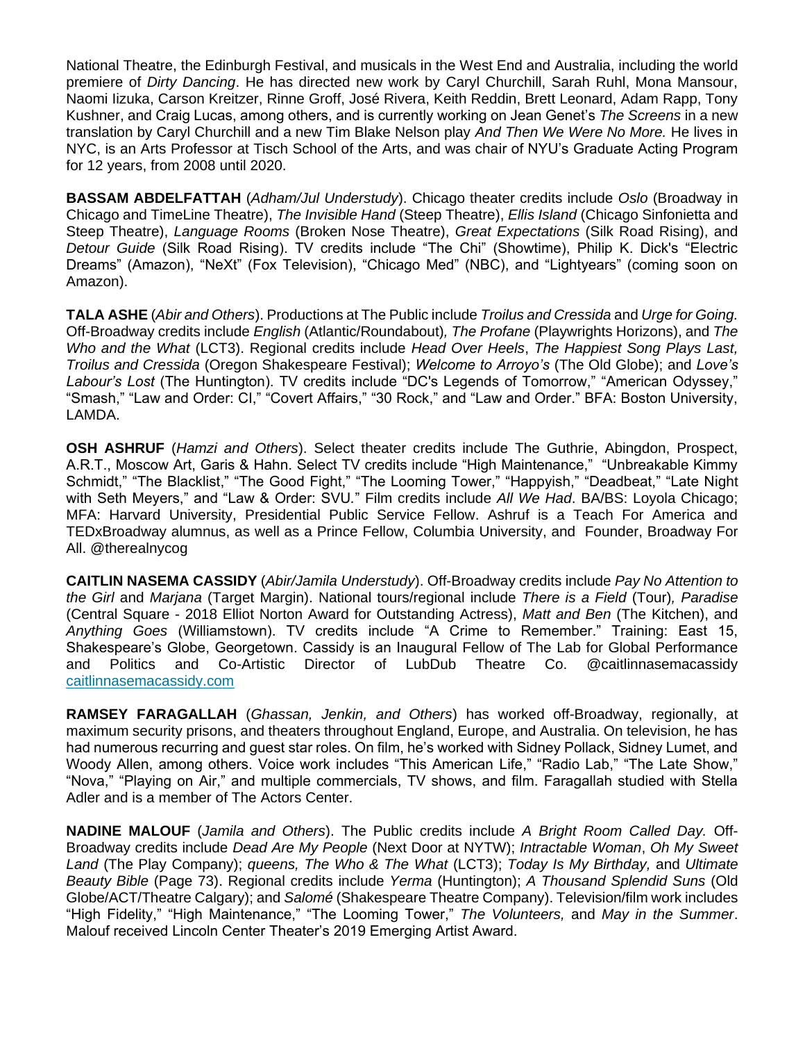National Theatre, the Edinburgh Festival, and musicals in the West End and Australia, including the world premiere of *Dirty Dancing*. He has directed new work by Caryl Churchill, Sarah Ruhl, Mona Mansour, Naomi Iizuka, Carson Kreitzer, Rinne Groff, José Rivera, Keith Reddin, Brett Leonard, Adam Rapp, Tony Kushner, and Craig Lucas, among others, and is currently working on Jean Genet's *The Screens* in a new translation by Caryl Churchill and a new Tim Blake Nelson play *And Then We Were No More.* He lives in NYC, is an Arts Professor at Tisch School of the Arts, and was chair of NYU's Graduate Acting Program for 12 years, from 2008 until 2020.

**BASSAM ABDELFATTAH** (*Adham/Jul Understudy*). Chicago theater credits include *Oslo* (Broadway in Chicago and TimeLine Theatre), *The Invisible Hand* (Steep Theatre), *Ellis Island* (Chicago Sinfonietta and Steep Theatre), *Language Rooms* (Broken Nose Theatre), *Great Expectations* (Silk Road Rising), and *Detour Guide* (Silk Road Rising). TV credits include "The Chi" (Showtime), Philip K. Dick's "Electric Dreams" (Amazon), "NeXt" (Fox Television), "Chicago Med" (NBC), and "Lightyears" (coming soon on Amazon).

**TALA ASHE** (*Abir and Others*). Productions at The Public include *Troilus and Cressida* and *Urge for Going.* Off-Broadway credits include *English* (Atlantic/Roundabout)*, The Profane* (Playwrights Horizons), and *The Who and the What* (LCT3). Regional credits include *Head Over Heels*, *The Happiest Song Plays Last, Troilus and Cressida* (Oregon Shakespeare Festival); *Welcome to Arroyo's* (The Old Globe); and *Love's Labour's Lost* (The Huntington). TV credits include "DC's Legends of Tomorrow," "American Odyssey," "Smash," "Law and Order: CI," "Covert Affairs," "30 Rock," and "Law and Order." BFA: Boston University, LAMDA.

**OSH ASHRUF** (*Hamzi and Others*). Select theater credits include The Guthrie, Abingdon, Prospect, A.R.T., Moscow Art, Garis & Hahn. Select TV credits include "High Maintenance," "Unbreakable Kimmy Schmidt," "The Blacklist," "The Good Fight," "The Looming Tower," "Happyish," "Deadbeat," "Late Night with Seth Meyers," and "Law & Order: SVU." Film credits include *All We Had*. BA/BS: Loyola Chicago; MFA: Harvard University, Presidential Public Service Fellow. Ashruf is a Teach For America and TEDxBroadway alumnus, as well as a Prince Fellow, Columbia University, and Founder, Broadway For All. @therealnycog

**CAITLIN NASEMA CASSIDY** (*Abir/Jamila Understudy*). Off-Broadway credits include *Pay No Attention to the Girl* and *Marjana* (Target Margin). National tours/regional include *There is a Field* (Tour)*, Paradise* (Central Square - 2018 Elliot Norton Award for Outstanding Actress), *Matt and Ben* (The Kitchen), and *Anything Goes* (Williamstown). TV credits include "A Crime to Remember." Training: East 15, Shakespeare's Globe, Georgetown. Cassidy is an Inaugural Fellow of The Lab for Global Performance and Politics and Co-Artistic Director of LubDub Theatre Co. @caitlinnasemacassidy caitlinnasemacassidy.com

**RAMSEY FARAGALLAH** (*Ghassan, Jenkin, and Others*) has worked off-Broadway, regionally, at maximum security prisons, and theaters throughout England, Europe, and Australia. On television, he has had numerous recurring and guest star roles. On film, he's worked with Sidney Pollack, Sidney Lumet, and Woody Allen, among others. Voice work includes "This American Life," "Radio Lab," "The Late Show," "Nova," "Playing on Air," and multiple commercials, TV shows, and film. Faragallah studied with Stella Adler and is a member of The Actors Center.

**NADINE MALOUF** (*Jamila and Others*). The Public credits include *A Bright Room Called Day.* Off-Broadway credits include *Dead Are My People* (Next Door at NYTW); *Intractable Woman*, *Oh My Sweet Land* (The Play Company); *queens, The Who & The What* (LCT3); *Today Is My Birthday,* and *Ultimate Beauty Bible* (Page 73). Regional credits include *Yerma* (Huntington); *A Thousand Splendid Suns* (Old Globe/ACT/Theatre Calgary); and *Salomé* (Shakespeare Theatre Company). Television/film work includes "High Fidelity," "High Maintenance," "The Looming Tower," *The Volunteers,* and *May in the Summer*. Malouf received Lincoln Center Theater's 2019 Emerging Artist Award.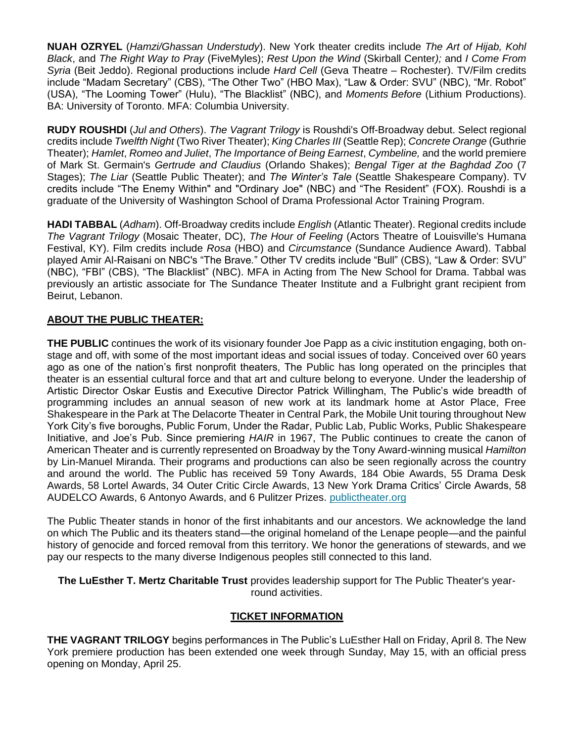**NUAH OZRYEL** (*Hamzi/Ghassan Understudy*). New York theater credits include *The Art of Hijab, Kohl Black*, and *The Right Way to Pray* (FiveMyles); *Rest Upon the Wind* (Skirball Center*);* and *I Come From Syria* (Beit Jeddo). Regional productions include *Hard Cell* (Geva Theatre – Rochester). TV/Film credits include "Madam Secretary" (CBS), "The Other Two" (HBO Max), "Law & Order: SVU" (NBC), "Mr. Robot" (USA), "The Looming Tower" (Hulu), "The Blacklist" (NBC), and *Moments Before* (Lithium Productions). BA: University of Toronto. MFA: Columbia University.

**RUDY ROUSHDI** (*Jul and Others*). *The Vagrant Trilogy* is Roushdi's Off-Broadway debut. Select regional credits include *Twelfth Night* (Two River Theater); *King Charles III* (Seattle Rep); *Concrete Orange* (Guthrie Theater); *Hamlet*, *Romeo and Juliet*, *The Importance of Being Earnest*, *Cymbeline,* and the world premiere of Mark St. Germain's *Gertrude and Claudius* (Orlando Shakes); *Bengal Tiger at the Baghdad Zoo* (7 Stages); *The Liar* (Seattle Public Theater); and *The Winter's Tale* (Seattle Shakespeare Company). TV credits include "The Enemy Within" and "Ordinary Joe" (NBC) and "The Resident" (FOX). Roushdi is a graduate of the University of Washington School of Drama Professional Actor Training Program.

**HADI TABBAL** (*Adham*). Off-Broadway credits include *English* (Atlantic Theater). Regional credits include *The Vagrant Trilogy* (Mosaic Theater, DC), *The Hour of Feeling* (Actors Theatre of Louisville's Humana Festival, KY). Film credits include *Rosa* (HBO) and *Circumstance* (Sundance Audience Award). Tabbal played Amir Al-Raisani on NBC's "The Brave." Other TV credits include "Bull" (CBS), "Law & Order: SVU" (NBC), "FBI" (CBS), "The Blacklist" (NBC). MFA in Acting from The New School for Drama. Tabbal was previously an artistic associate for The Sundance Theater Institute and a Fulbright grant recipient from Beirut, Lebanon.

## ABOUT THE PUBLIC THEATER:

**THE PUBLIC** continues the work of its visionary founder Joe Papp as a civic institution engaging, both on-stage and off, with some of the most important ideas and social issues of today. Conceived over 60 years ago as one of the nation's first nonprofit theaters, The Public has long operated on the principles that theater is an essential cultural force and that art and culture belong to everyone. Under the leadership of Artistic Director Oskar Eustis and Executive Director Patrick Willingham, The Public's wide breadth of programming includes an annual season of new work at its landmark home at Astor Place, Free Shakespeare in the Park at The Delacorte Theater in Central Park, the Mobile Unit touring throughout New York City's five boroughs, Public Forum, Under the Radar, Public Lab, Public Works, Public Shakespeare Initiative, and Joe's Pub. Since premiering *HAIR* in 1967, The Public continues to create the canon of American Theater and is currently represented on Broadway by the Tony Award-winning musical *Hamilton* by Lin-Manuel Miranda. Their programs and productions can also be seen regionally across the country and around the world. The Public has received 59 Tony Awards, 184 Obie Awards, 55 Drama Desk Awards, 58 Lortel Awards, 34 Outer Critic Circle Awards, 13 New York Drama Critics' Circle Awards, 58 AUDELCO Awards, 6 Antonyo Awards, and 6 Pulitzer Prizes. [publictheater.org](publictheater.org)

The Public Theater stands in honor of the first inhabitants and our ancestors. We acknowledge the land on which The Public and its theaters stand—the original homeland of the Lenape people—and the painful history of genocide and forced removal from this territory. We honor the generations of stewards, and we pay our respects to the many diverse Indigenous peoples still connected to this land.

**The LuEsther T. Mertz Charitable Trust** provides leadership support for The Public Theater's year-round activities.

## TICKET INFORMATION

**THE VAGRANT TRILOGY** begins performances in The Public's LuEsther Hall on Friday, April 8. The New York premiere production has been extended one week through Sunday, May 15, with an official press opening on Monday, April 25.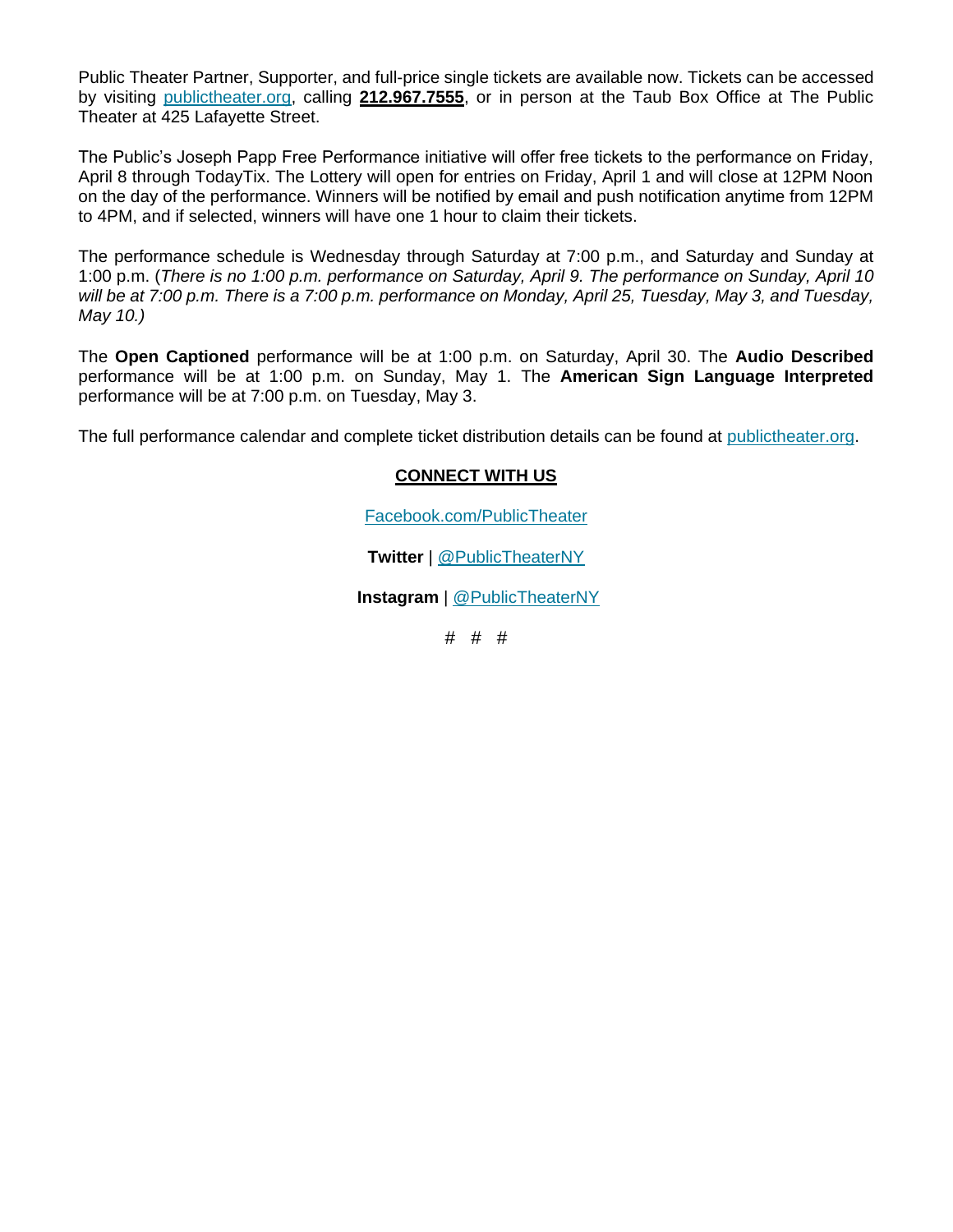Public Theater Partner, Supporter, and full-price single tickets are available now. Tickets can be accessed by visiting [publictheater.org](http://publictheater.org), calling **212.967.7555**, or in person at the Taub Box Office at The Public Theater at 425 Lafayette Street.

The Public's Joseph Papp Free Performance initiative will offer free tickets to the performance on Friday, April 8 through TodayTix. The Lottery will open for entries on Friday, April 1 and will close at 12PM Noon on the day of the performance. Winners will be notified by email and push notification anytime from 12PM to 4PM, and if selected, winners will have one 1 hour to claim their tickets.

The performance schedule is Wednesday through Saturday at 7:00 p.m., and Saturday and Sunday at 1:00 p.m. (*There is no 1:00 p.m. performance on Saturday, April 9. The performance on Sunday, April 10 will be at 7:00 p.m. There is a 7:00 p.m. performance on Monday, April 25, Tuesday, May 3, and Tuesday, May 10.)*

The **Open Captioned** performance will be at 1:00 p.m. on Saturday, April 30. The **Audio Described** performance will be at 1:00 p.m. on Sunday, May 1. The **American Sign Language Interpreted** performance will be at 7:00 p.m. on Tuesday, May 3.

The full performance calendar and complete ticket distribution details can be found at [publictheater.org](http://publictheater.org).

**CONNECT WITH US**

[Facebook.com/PublicTheater](http://Facebook.com/PublicTheater)

**Twitter** | @PublicTheaterNY

**Instagram** | @PublicTheaterNY

# # #